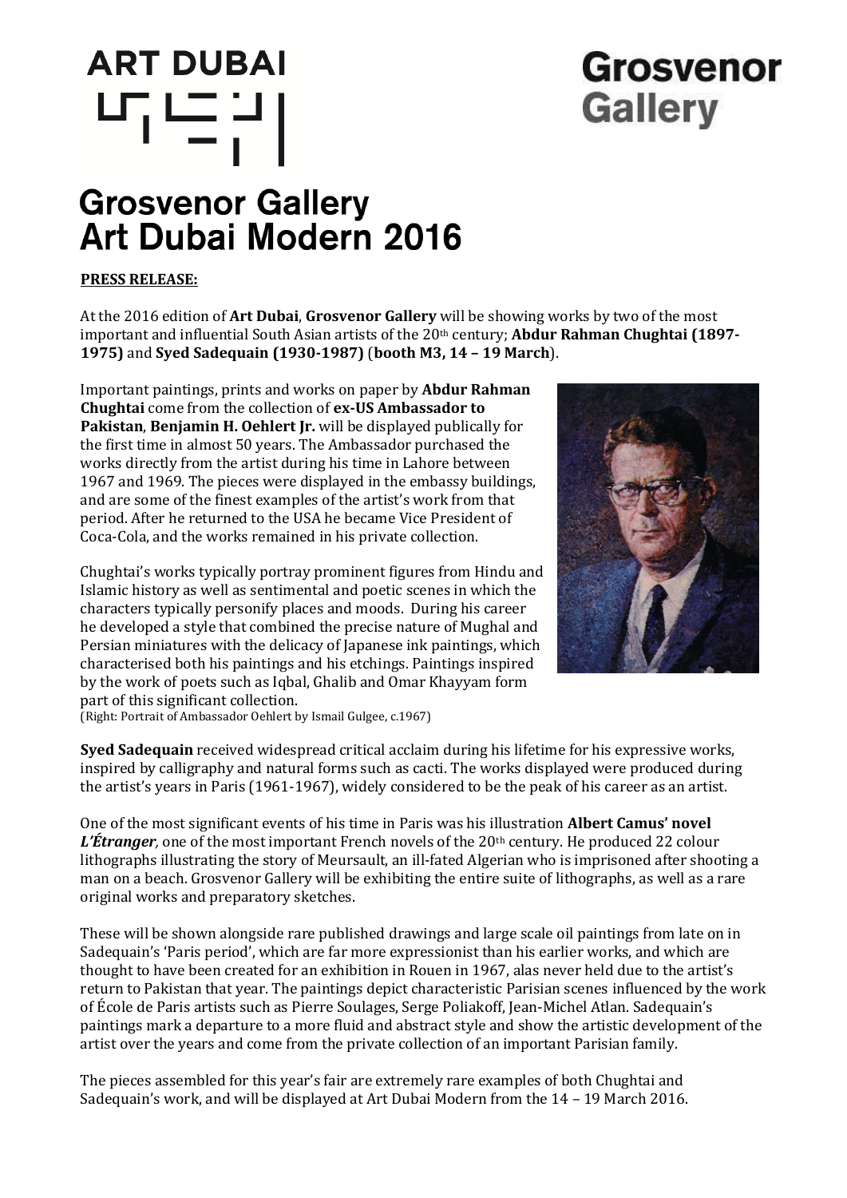ART DUBAI

Grosvenor Gallery

# Grosvenor Gallery Art Dubai Modern 2016

**PRESS RELEASE:**

At the 2016 edition of **Art Dubai**, **Grosvenor Gallery** will be showing works by two of the most important and influential South Asian artists of the 20th century; **Abdur Rahman Chughtai (1897-1975)** and **Syed Sadequain (1930-1987)** (**booth M3, 14 – 19 March**).

Important paintings, prints and works on paper by **Abdur Rahman Chughtai** come from the collection of **ex-US Ambassador to Pakistan**, **Benjamin H. Oehlert Jr.** will be displayed publically for the first time in almost 50 years. The Ambassador purchased the works directly from the artist during his time in Lahore between 1967 and 1969. The pieces were displayed in the embassy buildings, and are some of the finest examples of the artist's work from that period. After he returned to the USA he became Vice President of Coca-Cola, and the works remained in his private collection.

Chughtai's works typically portray prominent figures from Hindu and Islamic history as well as sentimental and poetic scenes in which the characters typically personify places and moods. During his career he developed a style that combined the precise nature of Mughal and Persian miniatures with the delicacy of Japanese ink paintings, which characterised both his paintings and his etchings. Paintings inspired by the work of poets such as Iqbal, Ghalib and Omar Khayyam form part of this significant collection.

(Right: Portrait of Ambassador Oehlert by Ismail Gulgee, c.1967)

**Syed Sadequain** received widespread critical acclaim during his lifetime for his expressive works, inspired by calligraphy and natural forms such as cacti. The works displayed were produced during the artist's years in Paris (1961-1967), widely considered to be the peak of his career as an artist.

One of the most significant events of his time in Paris was his illustration **Albert Camus' novel *L'Étranger*,** one of the most important French novels of the 20th century. He produced 22 colour lithographs illustrating the story of Meursault, an ill-fated Algerian who is imprisoned after shooting a man on a beach. Grosvenor Gallery will be exhibiting the entire suite of lithographs, as well as a rare original works and preparatory sketches.

These will be shown alongside rare published drawings and large scale oil paintings from late on in Sadequain's 'Paris period', which are far more expressionist than his earlier works, and which are thought to have been created for an exhibition in Rouen in 1967, alas never held due to the artist's return to Pakistan that year. The paintings depict characteristic Parisian scenes influenced by the work of École de Paris artists such as Pierre Soulages, Serge Poliakoff, Jean-Michel Atlan. Sadequain's paintings mark a departure to a more fluid and abstract style and show the artistic development of the artist over the years and come from the private collection of an important Parisian family.

The pieces assembled for this year's fair are extremely rare examples of both Chughtai and Sadequain's work, and will be displayed at Art Dubai Modern from the 14 – 19 March 2016.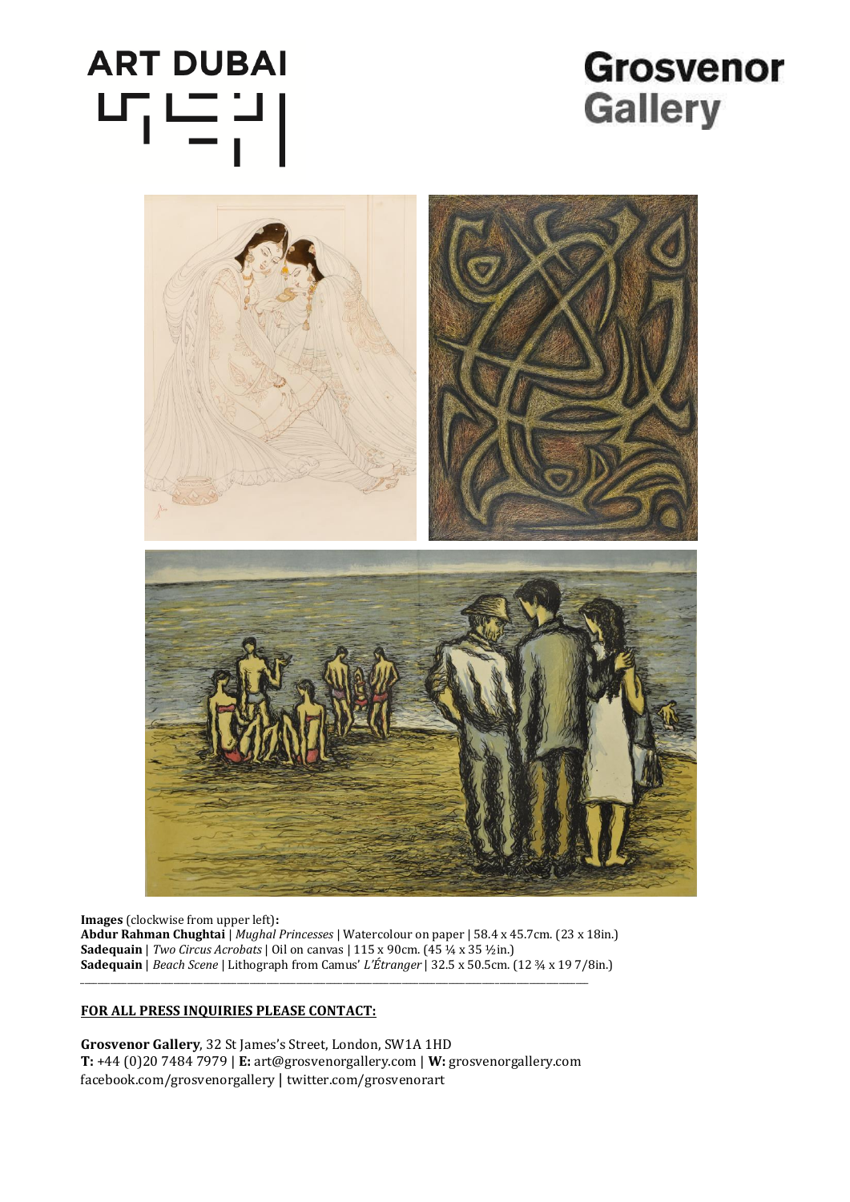**Images** (clockwise from upper left)**:**
**Abdur Rahman Chughtai** | *Mughal Princesses* | Watercolour on paper | 58.4 x 45.7cm. (23 x 18in.)
**Sadequain** | *Two Circus Acrobats* | Oil on canvas | 115 x 90cm. (45 ¼ x 35 ½in.)
**Sadequain** | *Beach Scene* | Lithograph from Camus' *L'Étranger* | 32.5 x 50.5cm. (12 ¾ x 19 7/8in.)

---

**FOR ALL PRESS INQUIRIES PLEASE CONTACT:**

**Grosvenor Gallery**, 32 St James's Street, London, SW1A 1HD
**T:** +44 (0)20 7484 7979 | **E:** art@grosvenorgallery.com | **W:** grosvenorgallery.com
facebook.com/grosvenorgallery | twitter.com/grosvenorart